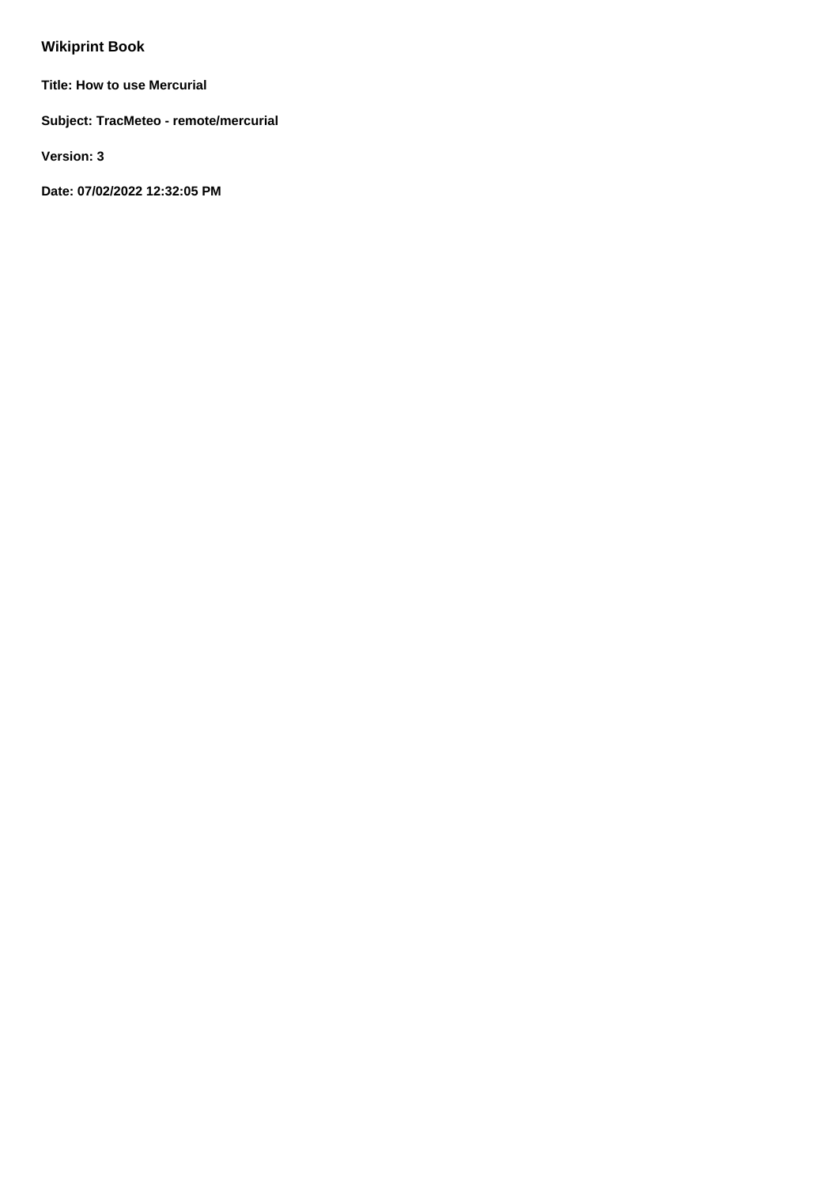# Wikiprint Book

**Title: How to use Mercurial**

**Subject: TracMeteo - remote/mercurial**

**Version: 3**

**Date: 07/02/2022 12:32:05 PM**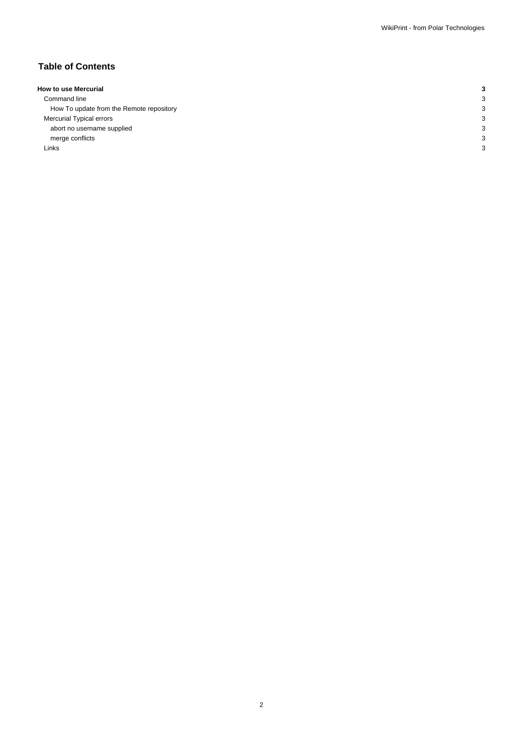## Table of Contents

| | |
|---|---|
| **How to use Mercurial** | **3** |
| Command line | 3 |
| How To update from the Remote repository | 3 |
| Mercurial Typical errors | 3 |
| abort no username supplied | 3 |
| merge conflicts | 3 |
| Links | 3 |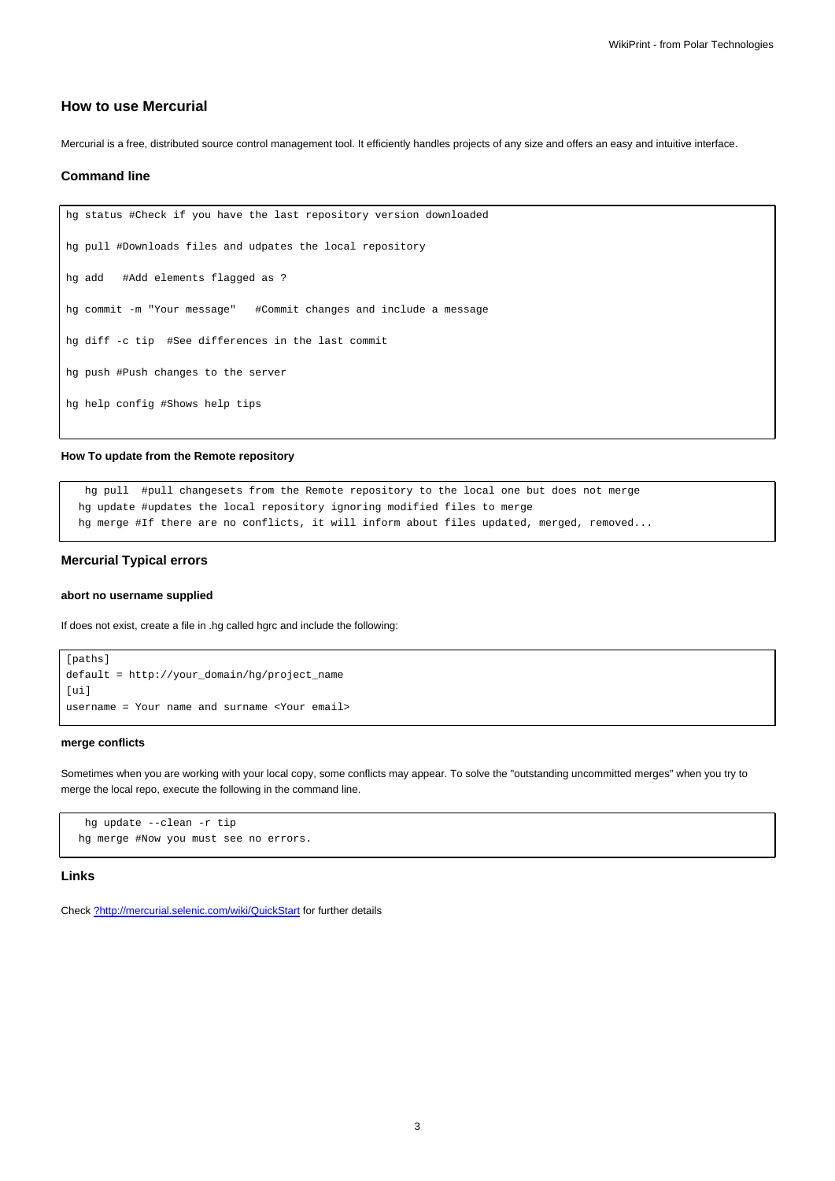## How to use Mercurial

Mercurial is a free, distributed source control management tool. It efficiently handles projects of any size and offers an easy and intuitive interface.

### Command line

```
hg status #Check if you have the last repository version downloaded

hg pull #Downloads files and udpates the local repository

hg add   #Add elements flagged as ?

hg commit -m "Your message"   #Commit changes and include a message

hg diff -c tip  #See differences in the last commit

hg push #Push changes to the server

hg help config #Shows help tips
```

#### How To update from the Remote repository

```
   hg pull  #pull changesets from the Remote repository to the local one but does not merge
  hg update #updates the local repository ignoring modified files to merge
  hg merge #If there are no conflicts, it will inform about files updated, merged, removed...
```

### Mercurial Typical errors

#### abort no username supplied

If does not exist, create a file in .hg called hgrc and include the following:

```
[paths]
default = http://your_domain/hg/project_name
[ui]
username = Your name and surname <Your email>
```

#### merge conflicts

Sometimes when you are working with your local copy, some conflicts may appear. To solve the "outstanding uncommitted merges" when you try to merge the local repo, execute the following in the command line.

```
   hg update --clean -r tip
  hg merge #Now you must see no errors.
```

### Links

Check ?http://mercurial.selenic.com/wiki/QuickStart for further details